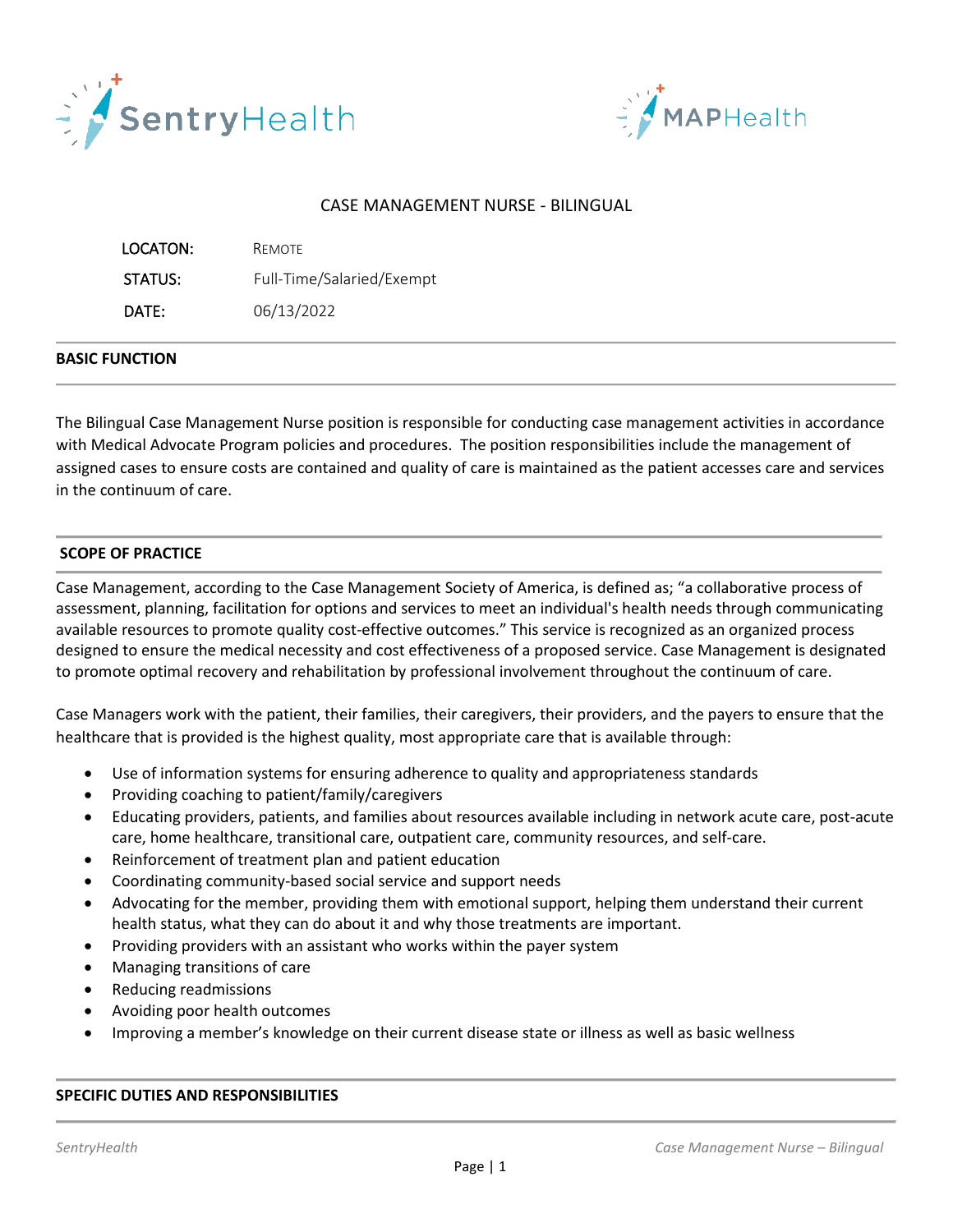SentryHealth MAPHealth

# CASE MANAGEMENT NURSE - BILINGUAL

| | |
|---|---|
| LOCATON: | Remote |
| STATUS: | Full-Time/Salaried/Exempt |
| DATE: | 06/13/2022 |

## BASIC FUNCTION

The Bilingual Case Management Nurse position is responsible for conducting case management activities in accordance with Medical Advocate Program policies and procedures. The position responsibilities include the management of assigned cases to ensure costs are contained and quality of care is maintained as the patient accesses care and services in the continuum of care.

## SCOPE OF PRACTICE

Case Management, according to the Case Management Society of America, is defined as; "a collaborative process of assessment, planning, facilitation for options and services to meet an individual's health needs through communicating available resources to promote quality cost-effective outcomes." This service is recognized as an organized process designed to ensure the medical necessity and cost effectiveness of a proposed service. Case Management is designated to promote optimal recovery and rehabilitation by professional involvement throughout the continuum of care.

Case Managers work with the patient, their families, their caregivers, their providers, and the payers to ensure that the healthcare that is provided is the highest quality, most appropriate care that is available through:

- Use of information systems for ensuring adherence to quality and appropriateness standards
- Providing coaching to patient/family/caregivers
- Educating providers, patients, and families about resources available including in network acute care, post-acute care, home healthcare, transitional care, outpatient care, community resources, and self-care.
- Reinforcement of treatment plan and patient education
- Coordinating community-based social service and support needs
- Advocating for the member, providing them with emotional support, helping them understand their current health status, what they can do about it and why those treatments are important.
- Providing providers with an assistant who works within the payer system
- Managing transitions of care
- Reducing readmissions
- Avoiding poor health outcomes
- Improving a member's knowledge on their current disease state or illness as well as basic wellness

## SPECIFIC DUTIES AND RESPONSIBILITIES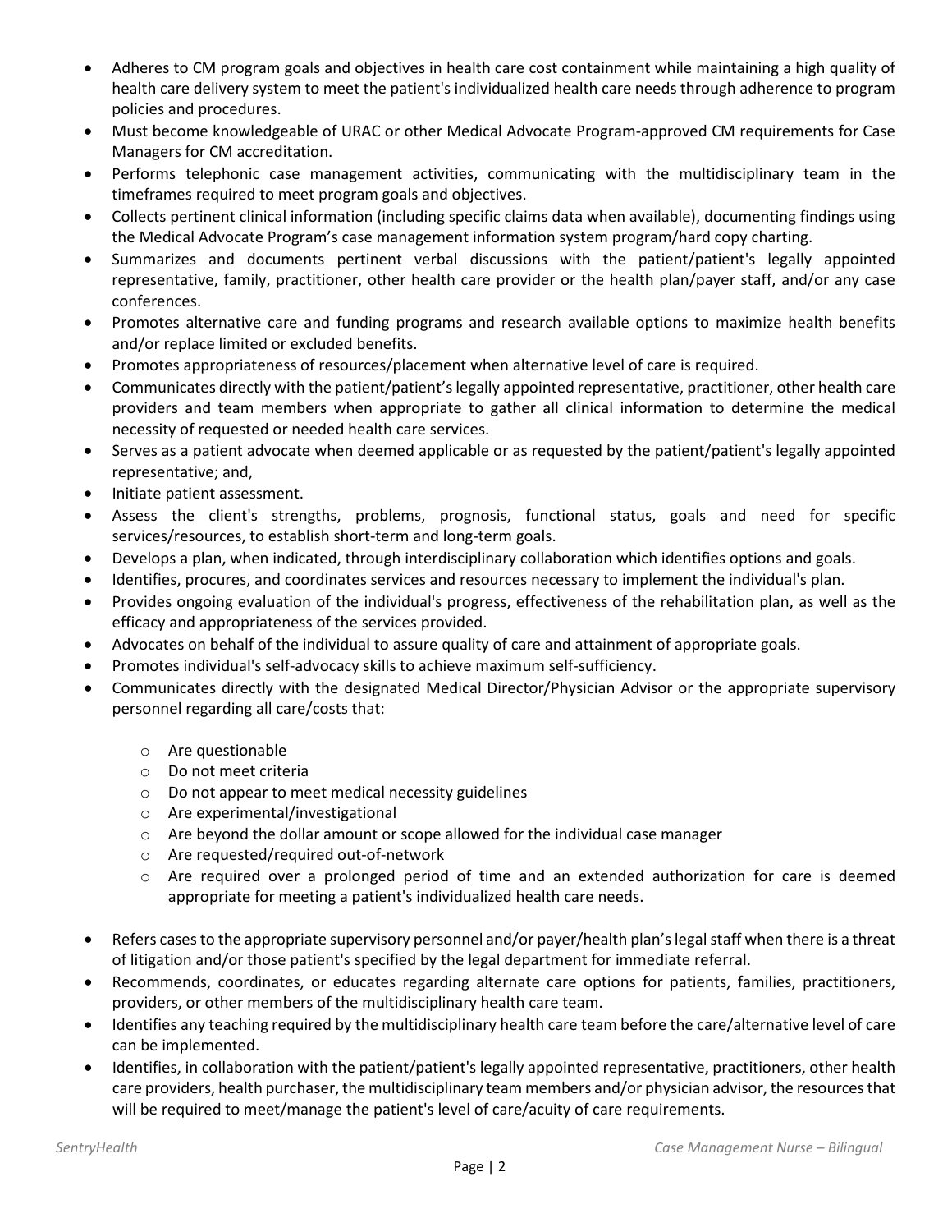- Adheres to CM program goals and objectives in health care cost containment while maintaining a high quality of health care delivery system to meet the patient's individualized health care needs through adherence to program policies and procedures.
- Must become knowledgeable of URAC or other Medical Advocate Program-approved CM requirements for Case Managers for CM accreditation.
- Performs telephonic case management activities, communicating with the multidisciplinary team in the timeframes required to meet program goals and objectives.
- Collects pertinent clinical information (including specific claims data when available), documenting findings using the Medical Advocate Program's case management information system program/hard copy charting.
- Summarizes and documents pertinent verbal discussions with the patient/patient's legally appointed representative, family, practitioner, other health care provider or the health plan/payer staff, and/or any case conferences.
- Promotes alternative care and funding programs and research available options to maximize health benefits and/or replace limited or excluded benefits.
- Promotes appropriateness of resources/placement when alternative level of care is required.
- Communicates directly with the patient/patient's legally appointed representative, practitioner, other health care providers and team members when appropriate to gather all clinical information to determine the medical necessity of requested or needed health care services.
- Serves as a patient advocate when deemed applicable or as requested by the patient/patient's legally appointed representative; and,
- Initiate patient assessment.
- Assess the client's strengths, problems, prognosis, functional status, goals and need for specific services/resources, to establish short-term and long-term goals.
- Develops a plan, when indicated, through interdisciplinary collaboration which identifies options and goals.
- Identifies, procures, and coordinates services and resources necessary to implement the individual's plan.
- Provides ongoing evaluation of the individual's progress, effectiveness of the rehabilitation plan, as well as the efficacy and appropriateness of the services provided.
- Advocates on behalf of the individual to assure quality of care and attainment of appropriate goals.
- Promotes individual's self-advocacy skills to achieve maximum self-sufficiency.
- Communicates directly with the designated Medical Director/Physician Advisor or the appropriate supervisory personnel regarding all care/costs that:
  - Are questionable
  - Do not meet criteria
  - Do not appear to meet medical necessity guidelines
  - Are experimental/investigational
  - Are beyond the dollar amount or scope allowed for the individual case manager
  - Are requested/required out-of-network
  - Are required over a prolonged period of time and an extended authorization for care is deemed appropriate for meeting a patient's individualized health care needs.
- Refers cases to the appropriate supervisory personnel and/or payer/health plan's legal staff when there is a threat of litigation and/or those patient's specified by the legal department for immediate referral.
- Recommends, coordinates, or educates regarding alternate care options for patients, families, practitioners, providers, or other members of the multidisciplinary health care team.
- Identifies any teaching required by the multidisciplinary health care team before the care/alternative level of care can be implemented.
- Identifies, in collaboration with the patient/patient's legally appointed representative, practitioners, other health care providers, health purchaser, the multidisciplinary team members and/or physician advisor, the resources that will be required to meet/manage the patient's level of care/acuity of care requirements.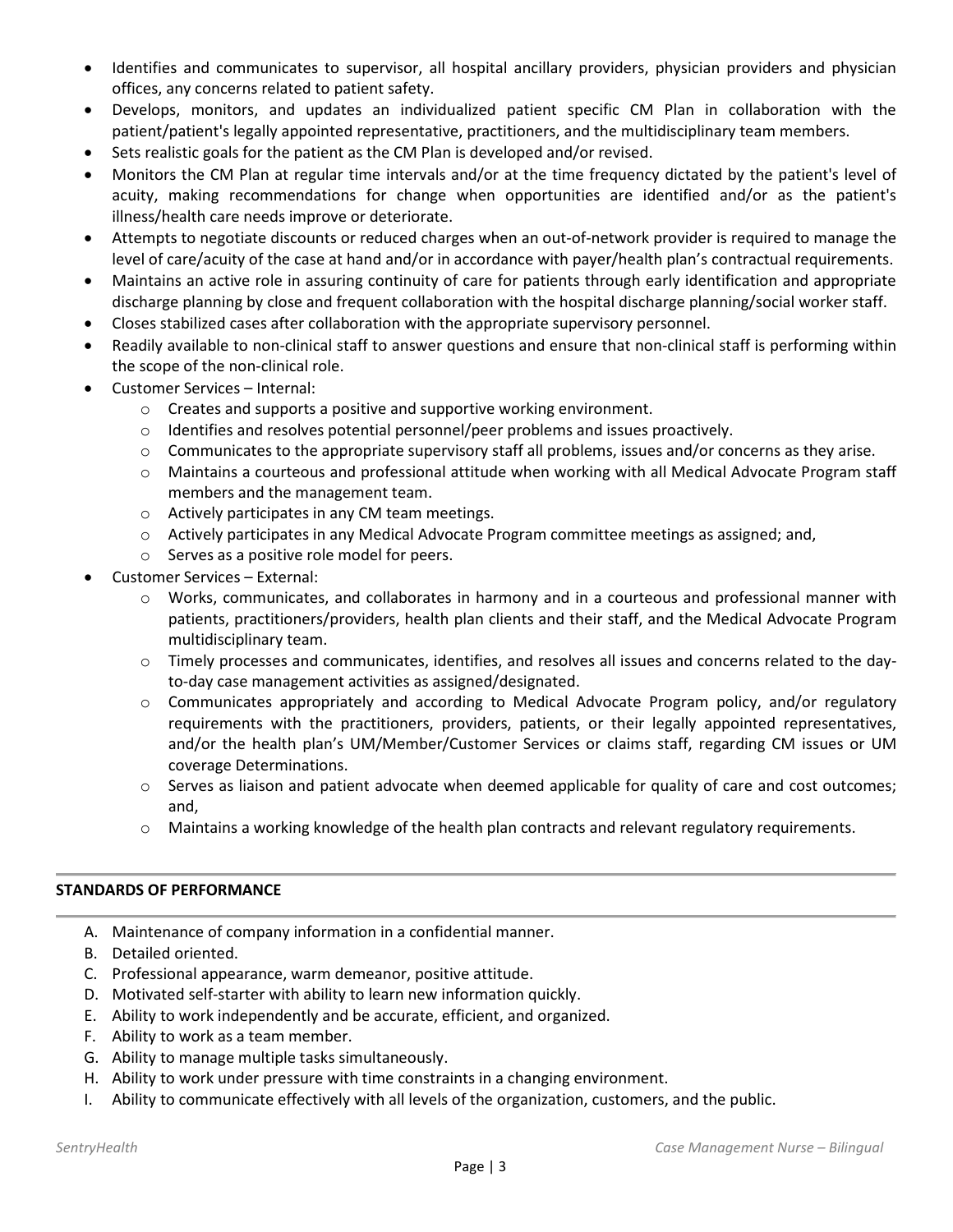- Identifies and communicates to supervisor, all hospital ancillary providers, physician providers and physician offices, any concerns related to patient safety.
- Develops, monitors, and updates an individualized patient specific CM Plan in collaboration with the patient/patient's legally appointed representative, practitioners, and the multidisciplinary team members.
- Sets realistic goals for the patient as the CM Plan is developed and/or revised.
- Monitors the CM Plan at regular time intervals and/or at the time frequency dictated by the patient's level of acuity, making recommendations for change when opportunities are identified and/or as the patient's illness/health care needs improve or deteriorate.
- Attempts to negotiate discounts or reduced charges when an out-of-network provider is required to manage the level of care/acuity of the case at hand and/or in accordance with payer/health plan's contractual requirements.
- Maintains an active role in assuring continuity of care for patients through early identification and appropriate discharge planning by close and frequent collaboration with the hospital discharge planning/social worker staff.
- Closes stabilized cases after collaboration with the appropriate supervisory personnel.
- Readily available to non-clinical staff to answer questions and ensure that non-clinical staff is performing within the scope of the non-clinical role.
- Customer Services – Internal:
  - Creates and supports a positive and supportive working environment.
  - Identifies and resolves potential personnel/peer problems and issues proactively.
  - Communicates to the appropriate supervisory staff all problems, issues and/or concerns as they arise.
  - Maintains a courteous and professional attitude when working with all Medical Advocate Program staff members and the management team.
  - Actively participates in any CM team meetings.
  - Actively participates in any Medical Advocate Program committee meetings as assigned; and,
  - Serves as a positive role model for peers.
- Customer Services – External:
  - Works, communicates, and collaborates in harmony and in a courteous and professional manner with patients, practitioners/providers, health plan clients and their staff, and the Medical Advocate Program multidisciplinary team.
  - Timely processes and communicates, identifies, and resolves all issues and concerns related to the day-to-day case management activities as assigned/designated.
  - Communicates appropriately and according to Medical Advocate Program policy, and/or regulatory requirements with the practitioners, providers, patients, or their legally appointed representatives, and/or the health plan's UM/Member/Customer Services or claims staff, regarding CM issues or UM coverage Determinations.
  - Serves as liaison and patient advocate when deemed applicable for quality of care and cost outcomes; and,
  - Maintains a working knowledge of the health plan contracts and relevant regulatory requirements.

## STANDARDS OF PERFORMANCE

A. Maintenance of company information in a confidential manner.
B. Detailed oriented.
C. Professional appearance, warm demeanor, positive attitude.
D. Motivated self-starter with ability to learn new information quickly.
E. Ability to work independently and be accurate, efficient, and organized.
F. Ability to work as a team member.
G. Ability to manage multiple tasks simultaneously.
H. Ability to work under pressure with time constraints in a changing environment.
I. Ability to communicate effectively with all levels of the organization, customers, and the public.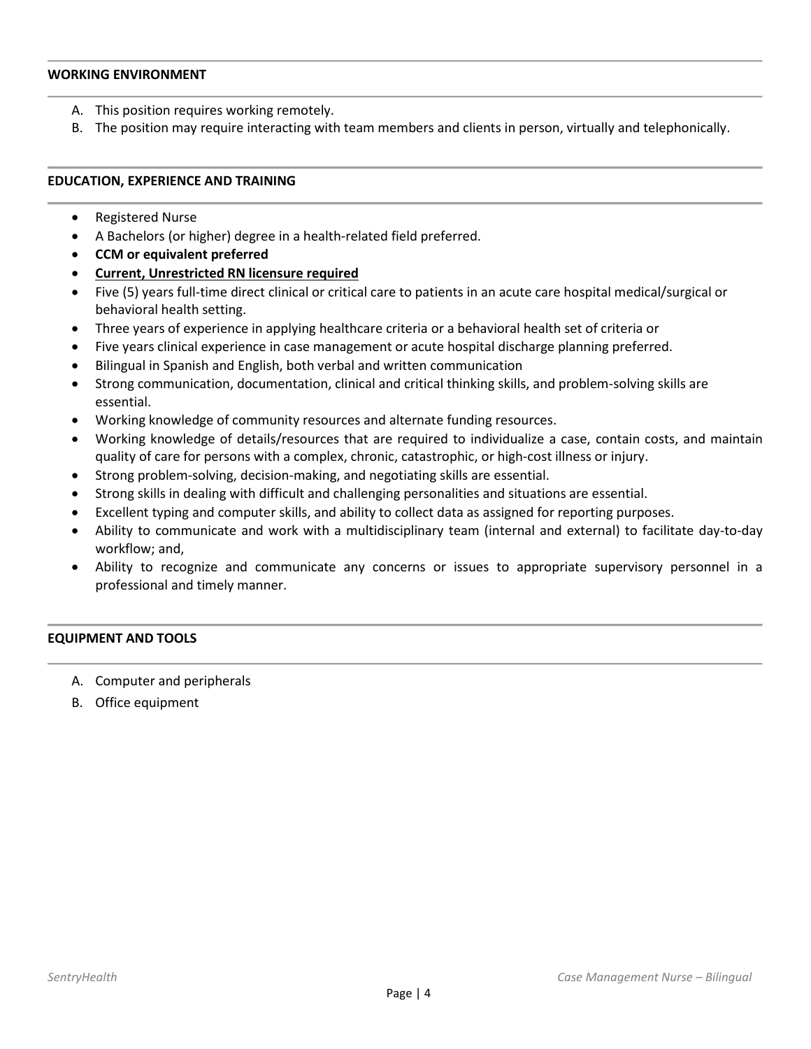## WORKING ENVIRONMENT

A. This position requires working remotely.
B. The position may require interacting with team members and clients in person, virtually and telephonically.

## EDUCATION, EXPERIENCE AND TRAINING

- Registered Nurse
- A Bachelors (or higher) degree in a health-related field preferred.
- **CCM or equivalent preferred**
- **<u>Current, Unrestricted RN licensure required</u>**
- Five (5) years full-time direct clinical or critical care to patients in an acute care hospital medical/surgical or behavioral health setting.
- Three years of experience in applying healthcare criteria or a behavioral health set of criteria or
- Five years clinical experience in case management or acute hospital discharge planning preferred.
- Bilingual in Spanish and English, both verbal and written communication
- Strong communication, documentation, clinical and critical thinking skills, and problem-solving skills are essential.
- Working knowledge of community resources and alternate funding resources.
- Working knowledge of details/resources that are required to individualize a case, contain costs, and maintain quality of care for persons with a complex, chronic, catastrophic, or high-cost illness or injury.
- Strong problem-solving, decision-making, and negotiating skills are essential.
- Strong skills in dealing with difficult and challenging personalities and situations are essential.
- Excellent typing and computer skills, and ability to collect data as assigned for reporting purposes.
- Ability to communicate and work with a multidisciplinary team (internal and external) to facilitate day-to-day workflow; and,
- Ability to recognize and communicate any concerns or issues to appropriate supervisory personnel in a professional and timely manner.

## EQUIPMENT AND TOOLS

A. Computer and peripherals
B. Office equipment